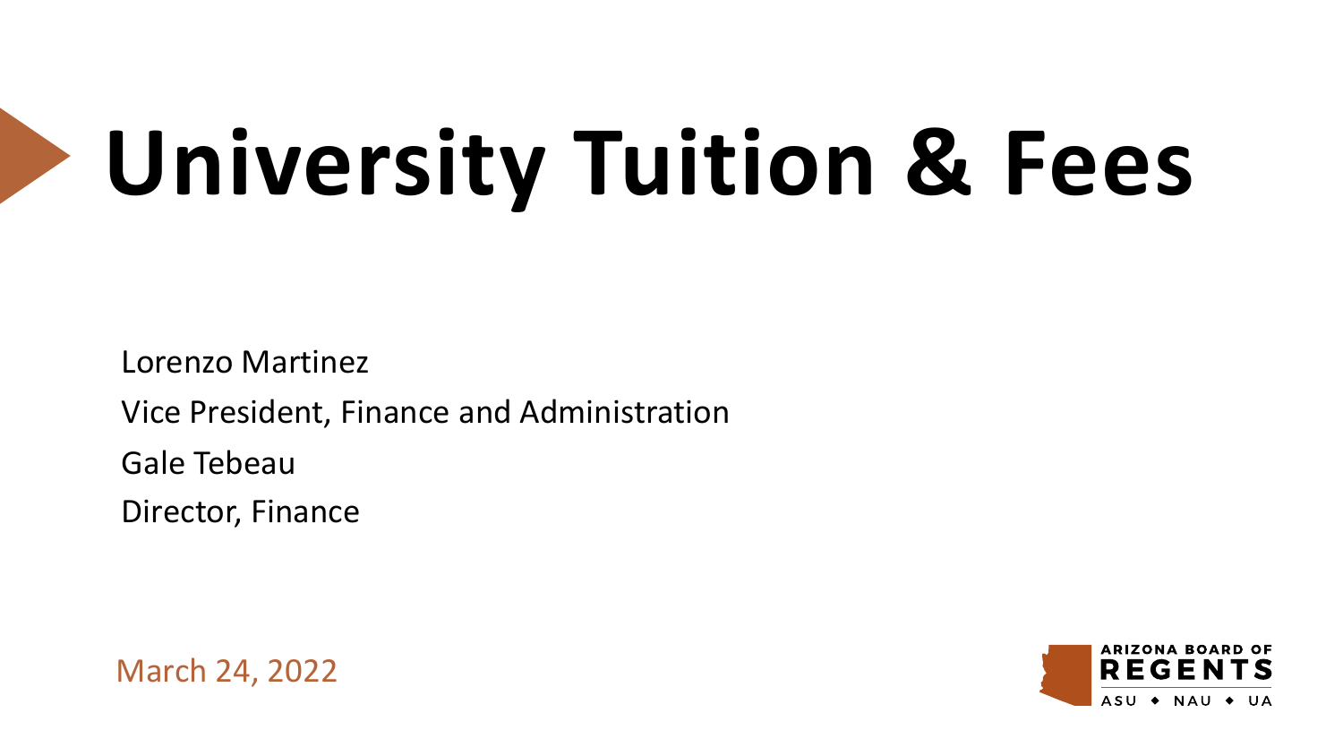# University Tuition & Fees

Lorenzo Martinez

Vice President, Finance and Administration

Gale Tebeau

Director, Finance

March 24, 2022

ARIZONA BOARD OF REGENTS

ASU ◆ NAU ◆ UA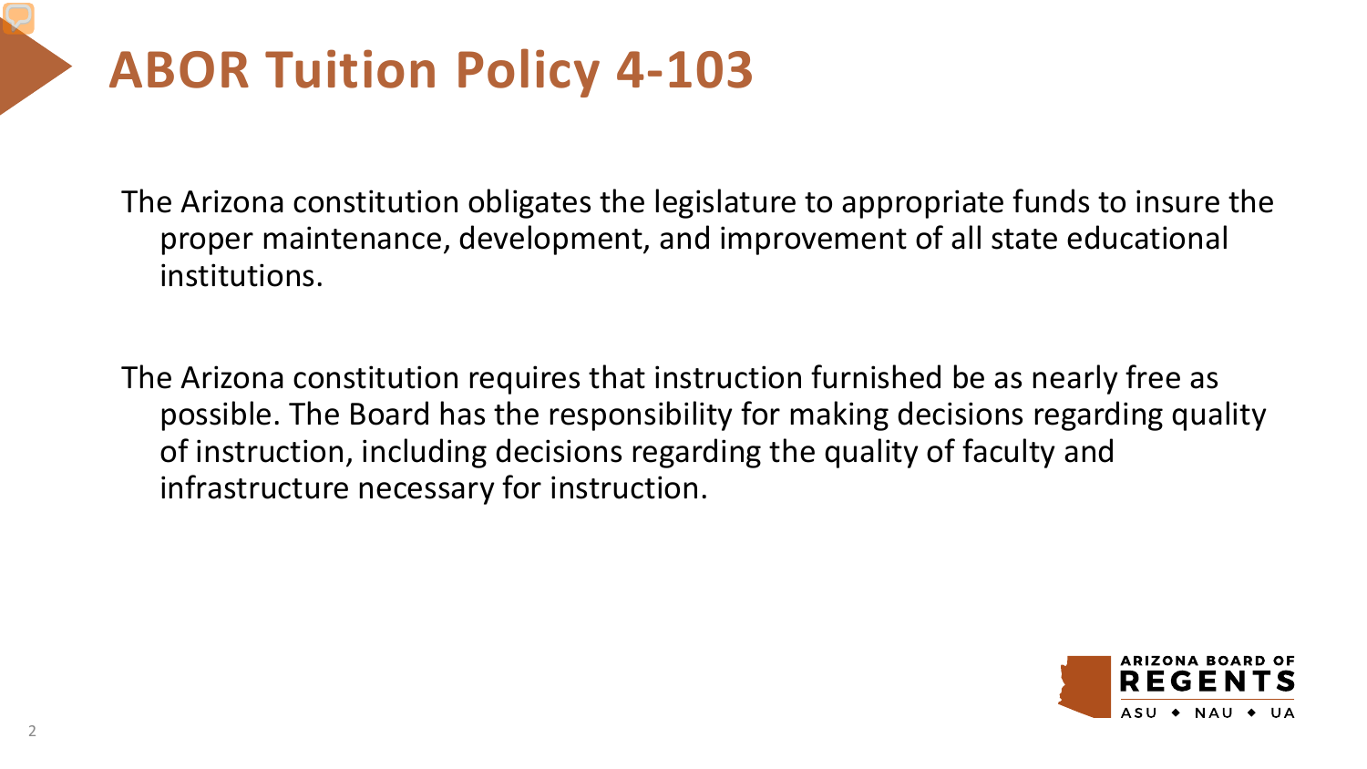# ABOR Tuition Policy 4-103

The Arizona constitution obligates the legislature to appropriate funds to insure the proper maintenance, development, and improvement of all state educational institutions.

The Arizona constitution requires that instruction furnished be as nearly free as possible. The Board has the responsibility for making decisions regarding quality of instruction, including decisions regarding the quality of faculty and infrastructure necessary for instruction.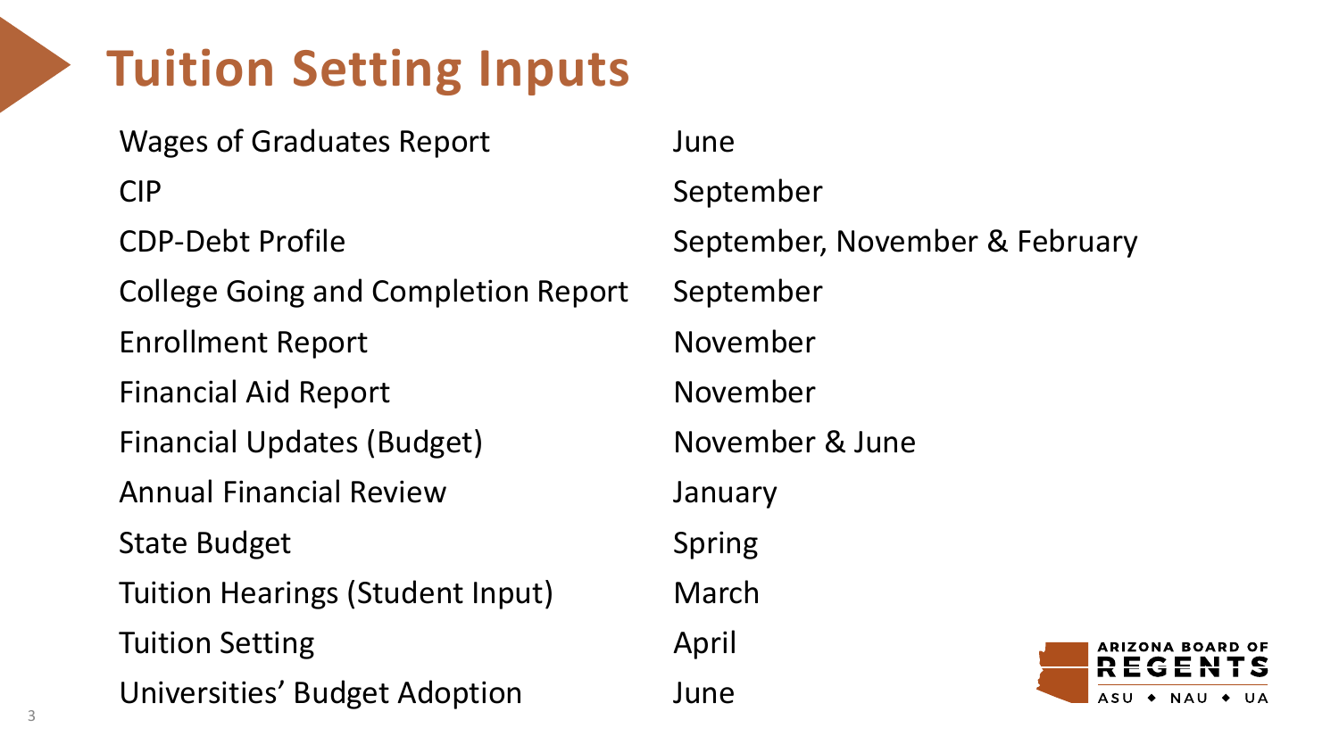# Tuition Setting Inputs

| | |
|---|---|
| Wages of Graduates Report | June |
| CIP | September |
| CDP-Debt Profile | September, November & February |
| College Going and Completion Report | September |
| Enrollment Report | November |
| Financial Aid Report | November |
| Financial Updates (Budget) | November & June |
| Annual Financial Review | January |
| State Budget | Spring |
| Tuition Hearings (Student Input) | March |
| Tuition Setting | April |
| Universities' Budget Adoption | June |

ARIZONA BOARD OF REGENTS
ASU ◆ NAU ◆ UA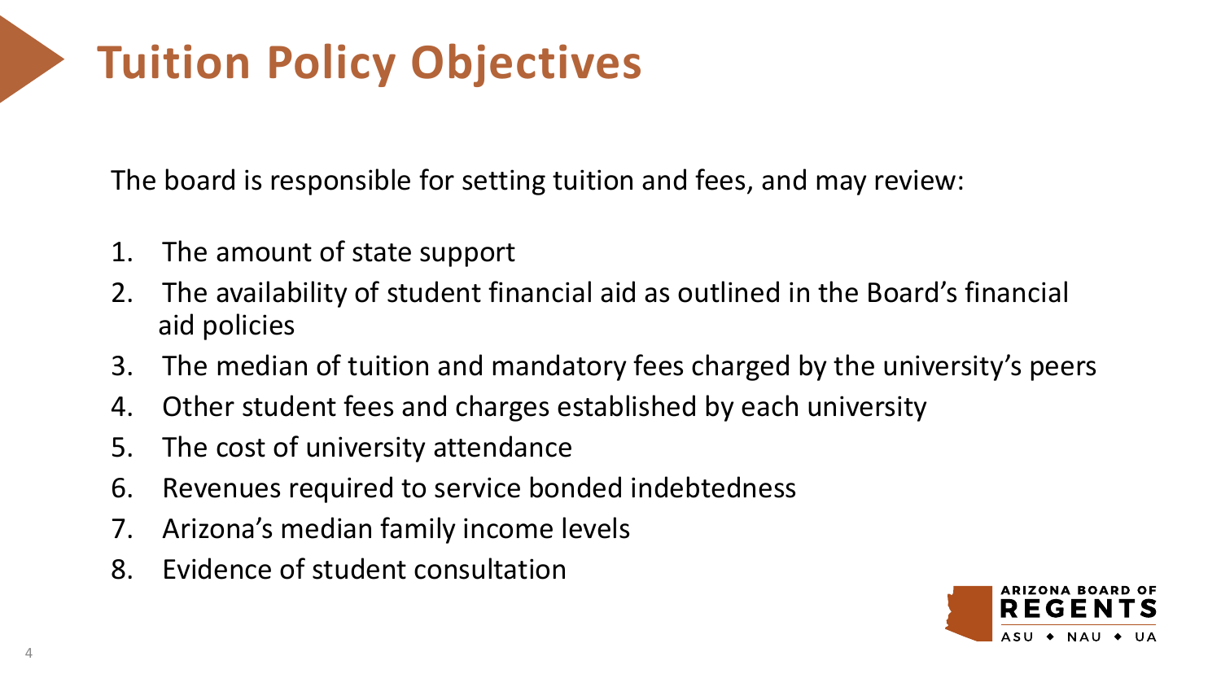# Tuition Policy Objectives

The board is responsible for setting tuition and fees, and may review:

1. The amount of state support
2. The availability of student financial aid as outlined in the Board's financial aid policies
3. The median of tuition and mandatory fees charged by the university's peers
4. Other student fees and charges established by each university
5. The cost of university attendance
6. Revenues required to service bonded indebtedness
7. Arizona's median family income levels
8. Evidence of student consultation

ARIZONA BOARD OF REGENTS
ASU ◆ NAU ◆ UA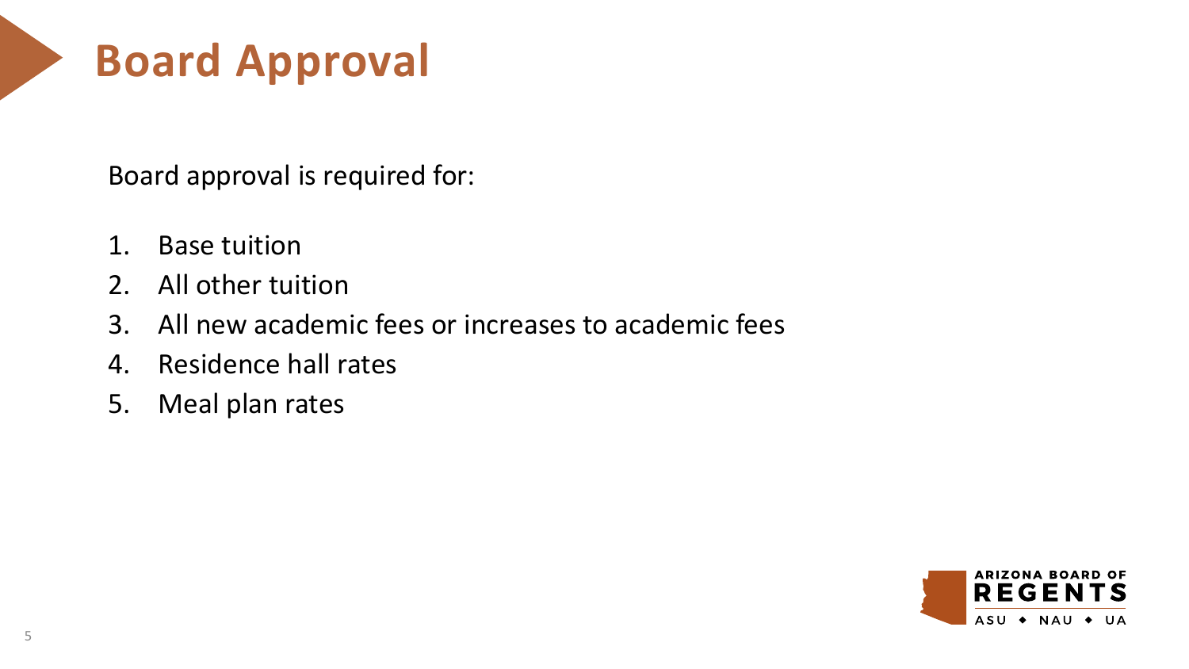# Board Approval

Board approval is required for:

1. Base tuition
2. All other tuition
3. All new academic fees or increases to academic fees
4. Residence hall rates
5. Meal plan rates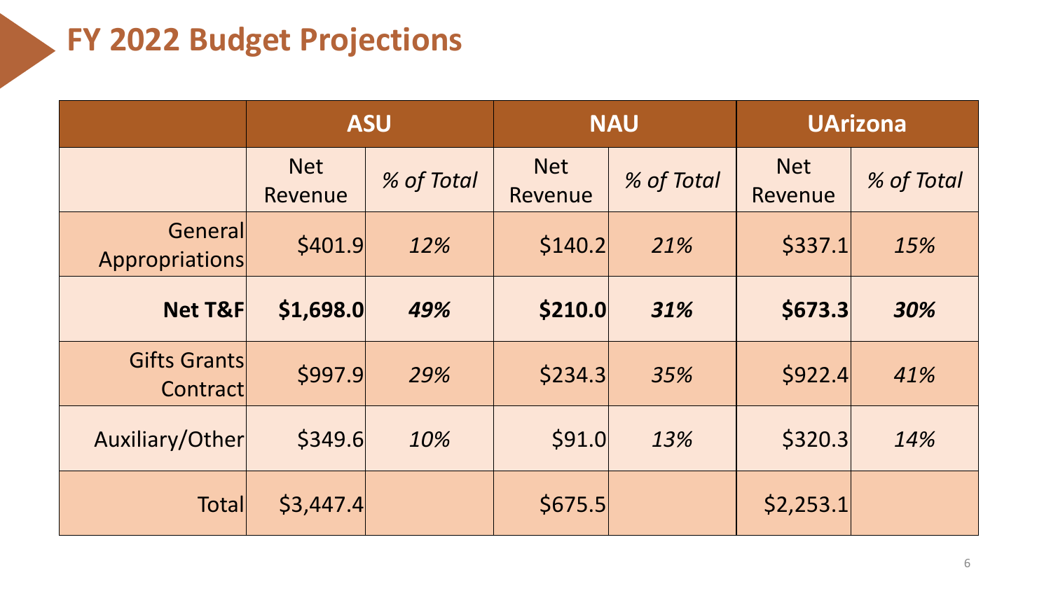# FY 2022 Budget Projections

| | ASU | | NAU | | UArizona | |
|---|---|---|---|---|---|---|
| | Net Revenue | *% of Total* | Net Revenue | *% of Total* | Net Revenue | *% of Total* |
| General Appropriations | $401.9 | *12%* | $140.2 | *21%* | $337.1 | *15%* |
| **Net T&F** | **$1,698.0** | ***49%*** | **$210.0** | ***31%*** | **$673.3** | ***30%*** |
| Gifts Grants Contract | $997.9 | *29%* | $234.3 | *35%* | $922.4 | *41%* |
| Auxiliary/Other | $349.6 | *10%* | $91.0 | *13%* | $320.3 | *14%* |
| Total | $3,447.4 | | $675.5 | | $2,253.1 | |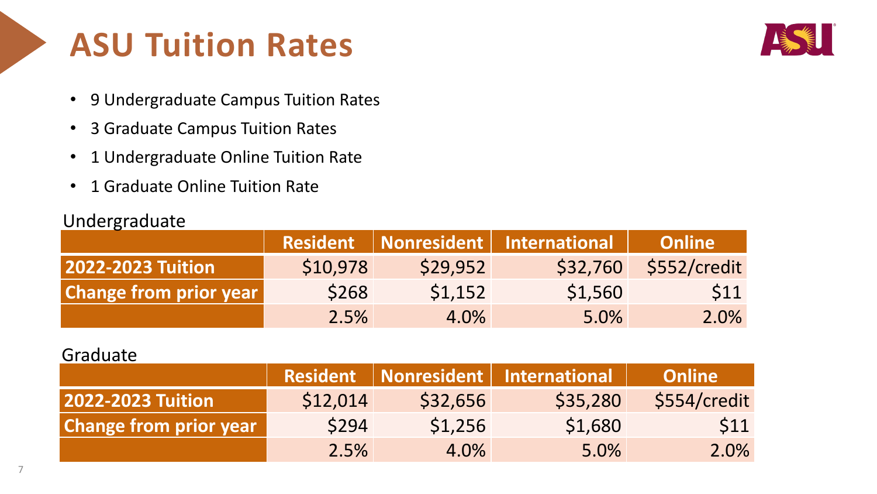# ASU Tuition Rates

- 9 Undergraduate Campus Tuition Rates
- 3 Graduate Campus Tuition Rates
- 1 Undergraduate Online Tuition Rate
- 1 Graduate Online Tuition Rate

Undergraduate

| | Resident | Nonresident | International | Online |
|---|---|---|---|---|
| **2022-2023 Tuition** | $10,978 | $29,952 | $32,760 | $552/credit |
| **Change from prior year** | $268 | $1,152 | $1,560 | $11 |
| | 2.5% | 4.0% | 5.0% | 2.0% |

Graduate

| | Resident | Nonresident | International | Online |
|---|---|---|---|---|
| **2022-2023 Tuition** | $12,014 | $32,656 | $35,280 | $554/credit |
| **Change from prior year** | $294 | $1,256 | $1,680 | $11 |
| | 2.5% | 4.0% | 5.0% | 2.0% |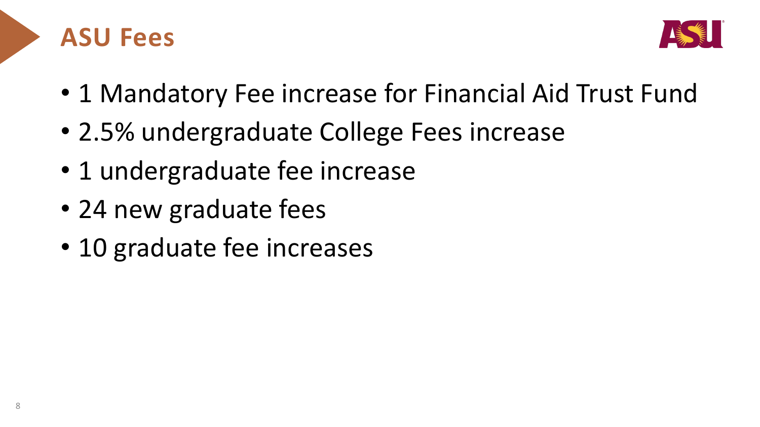# ASU Fees

- 1 Mandatory Fee increase for Financial Aid Trust Fund
- 2.5% undergraduate College Fees increase
- 1 undergraduate fee increase
- 24 new graduate fees
- 10 graduate fee increases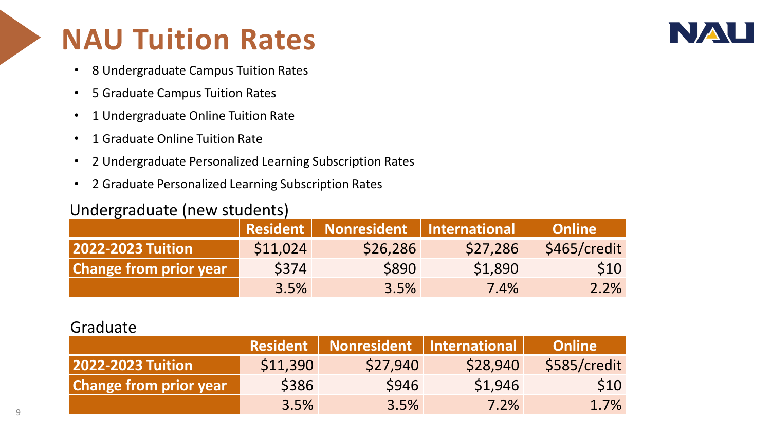# NAU Tuition Rates

- 8 Undergraduate Campus Tuition Rates
- 5 Graduate Campus Tuition Rates
- 1 Undergraduate Online Tuition Rate
- 1 Graduate Online Tuition Rate
- 2 Undergraduate Personalized Learning Subscription Rates
- 2 Graduate Personalized Learning Subscription Rates

Undergraduate (new students)

| | Resident | Nonresident | International | Online |
|---|---|---|---|---|
| **2022-2023 Tuition** | $11,024 | $26,286 | $27,286 | $465/credit |
| **Change from prior year** | $374 | $890 | $1,890 | $10 |
| | 3.5% | 3.5% | 7.4% | 2.2% |

Graduate

| | Resident | Nonresident | International | Online |
|---|---|---|---|---|
| **2022-2023 Tuition** | $11,390 | $27,940 | $28,940 | $585/credit |
| **Change from prior year** | $386 | $946 | $1,946 | $10 |
| | 3.5% | 3.5% | 7.2% | 1.7% |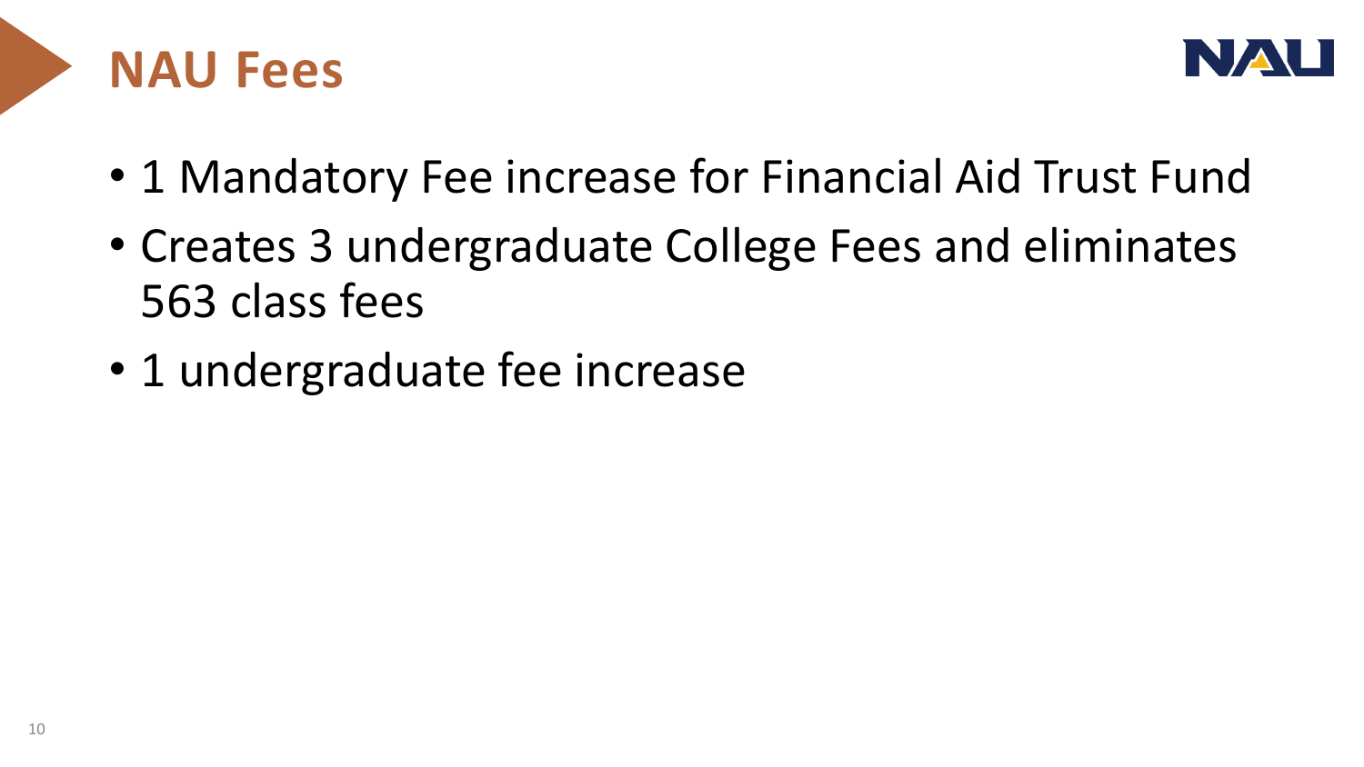# NAU Fees

- 1 Mandatory Fee increase for Financial Aid Trust Fund
- Creates 3 undergraduate College Fees and eliminates 563 class fees
- 1 undergraduate fee increase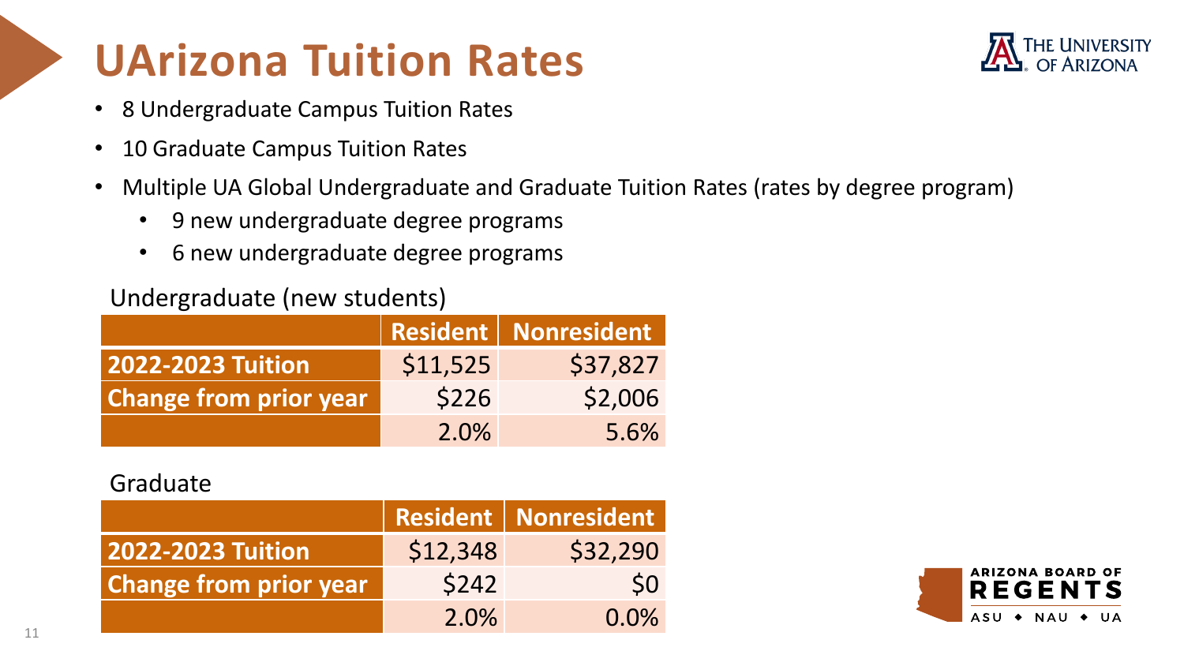# UArizona Tuition Rates

- 8 Undergraduate Campus Tuition Rates
- 10 Graduate Campus Tuition Rates
- Multiple UA Global Undergraduate and Graduate Tuition Rates (rates by degree program)
    - 9 new undergraduate degree programs
    - 6 new undergraduate degree programs

Undergraduate (new students)

| | Resident | Nonresident |
|---|---|---|
| 2022-2023 Tuition | $11,525 | $37,827 |
| Change from prior year | $226 | $2,006 |
| | 2.0% | 5.6% |

Graduate

| | Resident | Nonresident |
|---|---|---|
| 2022-2023 Tuition | $12,348 | $32,290 |
| Change from prior year | $242 | $0 |
| | 2.0% | 0.0% |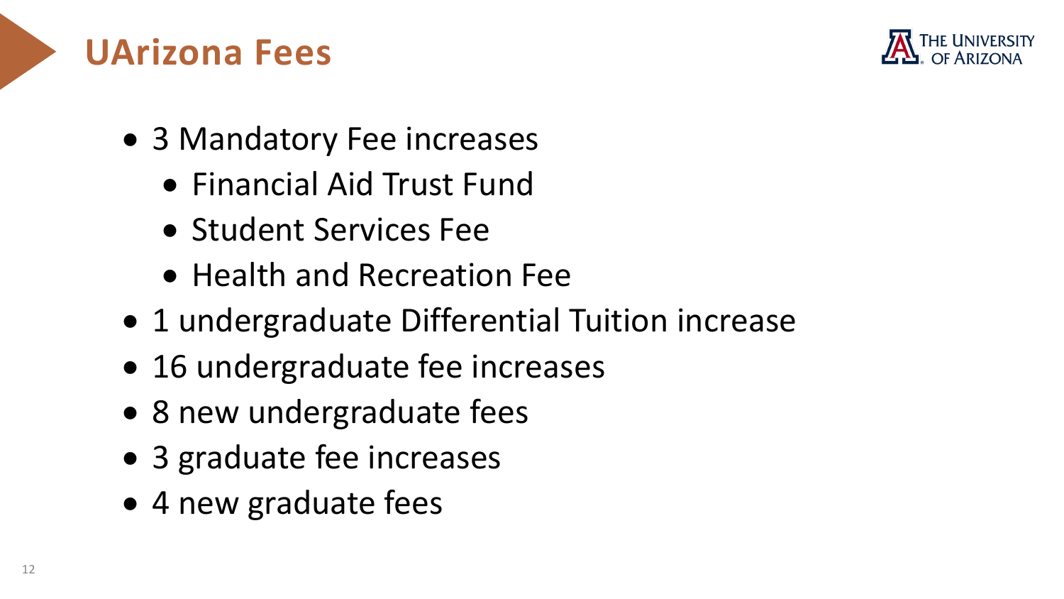# UArizona Fees

- 3 Mandatory Fee increases
  - Financial Aid Trust Fund
  - Student Services Fee
  - Health and Recreation Fee
- 1 undergraduate Differential Tuition increase
- 16 undergraduate fee increases
- 8 new undergraduate fees
- 3 graduate fee increases
- 4 new graduate fees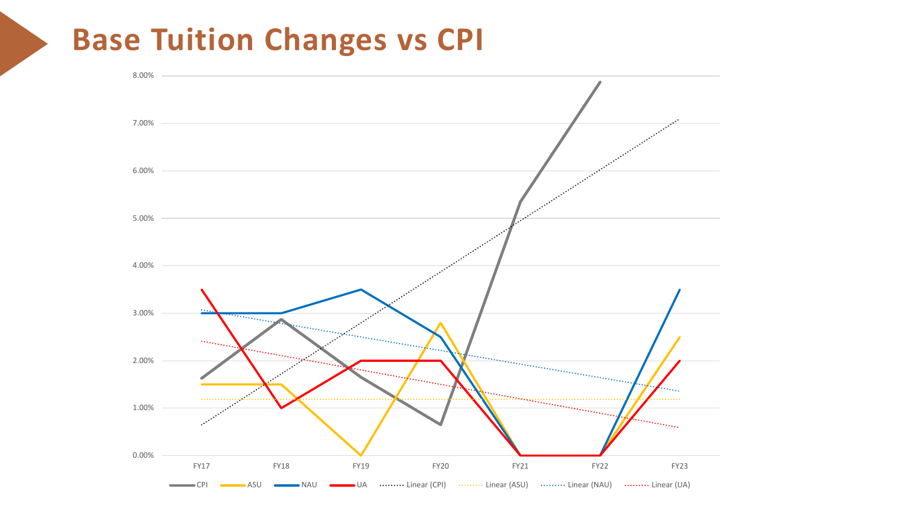# Base Tuition Changes vs CPI

8.00%
7.00%
6.00%
5.00%
4.00%
3.00%
2.00%
1.00%
0.00%

FY17 FY18 FY19 FY20 FY21 FY22 FY23

CPI ASU NAU UA Linear (CPI) Linear (ASU) Linear (NAU) Linear (UA)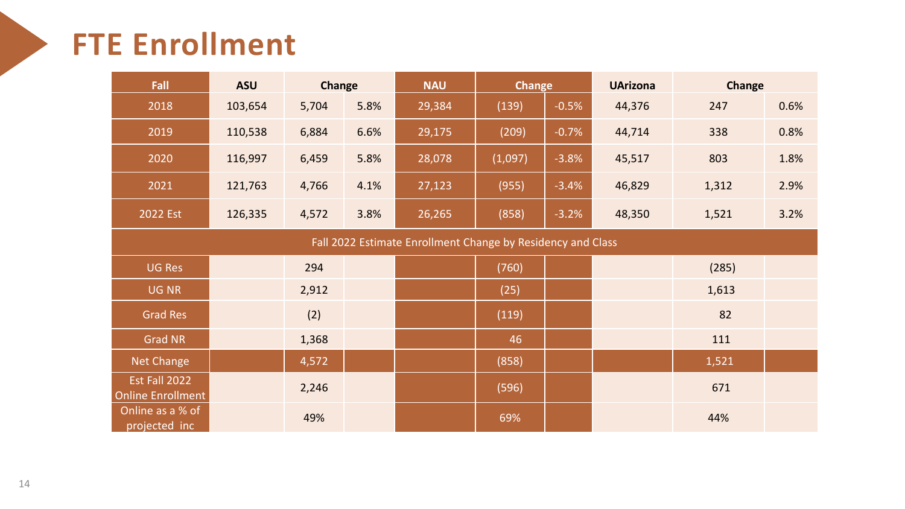# FTE Enrollment

| Fall | ASU | Change | | NAU | Change | | UArizona | Change | |
|---|---|---|---|---|---|---|---|---|---|
| 2018 | 103,654 | 5,704 | 5.8% | 29,384 | (139) | -0.5% | 44,376 | 247 | 0.6% |
| 2019 | 110,538 | 6,884 | 6.6% | 29,175 | (209) | -0.7% | 44,714 | 338 | 0.8% |
| 2020 | 116,997 | 6,459 | 5.8% | 28,078 | (1,097) | -3.8% | 45,517 | 803 | 1.8% |
| 2021 | 121,763 | 4,766 | 4.1% | 27,123 | (955) | -3.4% | 46,829 | 1,312 | 2.9% |
| 2022 Est | 126,335 | 4,572 | 3.8% | 26,265 | (858) | -3.2% | 48,350 | 1,521 | 3.2% |
| Fall 2022 Estimate Enrollment Change by Residency and Class | | | | | | | | | |
| UG Res | | 294 | | | (760) | | | (285) | |
| UG NR | | 2,912 | | | (25) | | | 1,613 | |
| Grad Res | | (2) | | | (119) | | | 82 | |
| Grad NR | | 1,368 | | | 46 | | | 111 | |
| Net Change | | 4,572 | | | (858) | | | 1,521 | |
| Est Fall 2022 Online Enrollment | | 2,246 | | | (596) | | | 671 | |
| Online as a % of projected inc | | 49% | | | 69% | | | 44% | |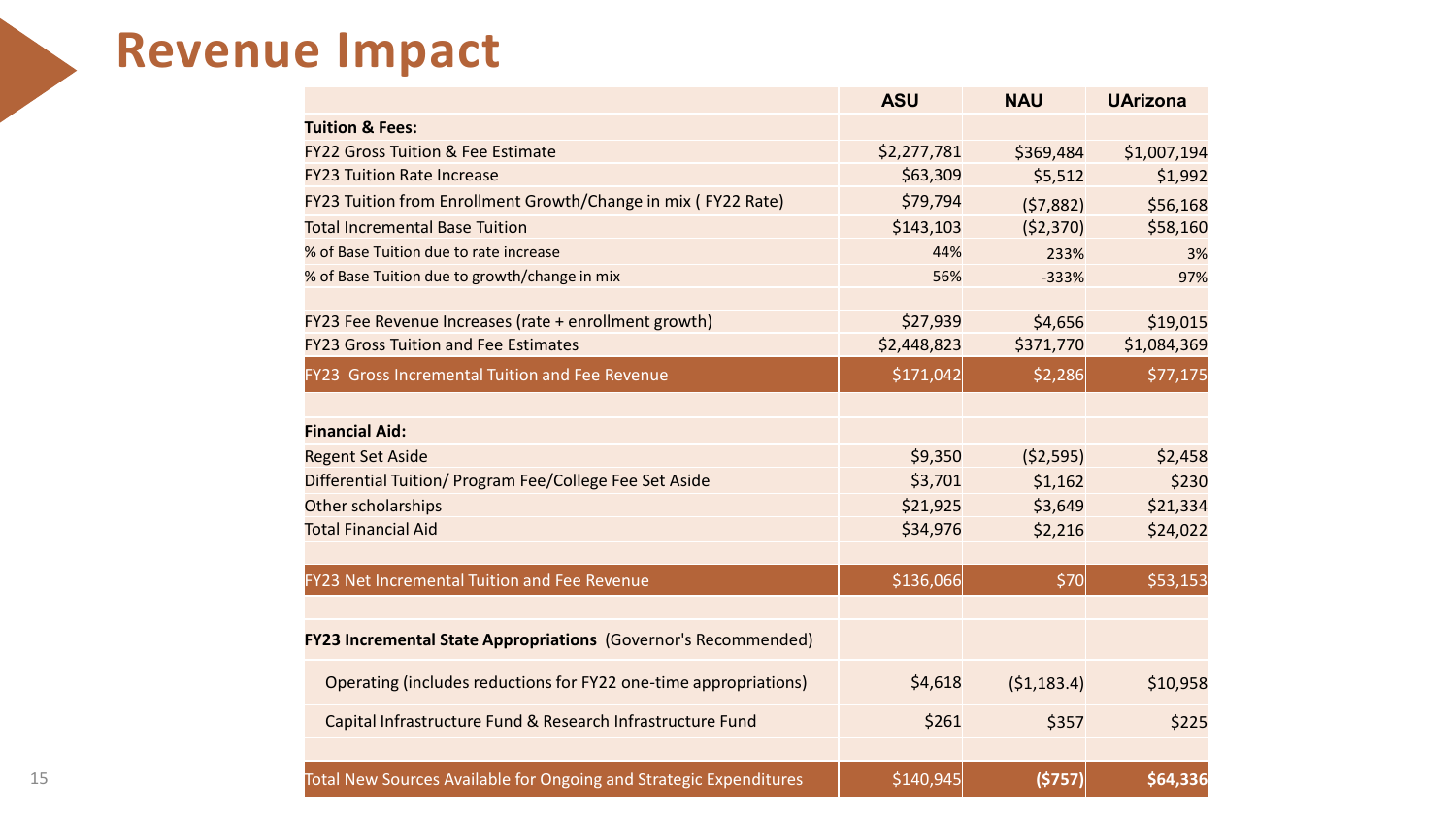# Revenue Impact

| | ASU | NAU | UArizona |
|---|---|---|---|
| **Tuition & Fees:** | | | |
| FY22 Gross Tuition & Fee Estimate | $2,277,781 | $369,484 | $1,007,194 |
| FY23 Tuition Rate Increase | $63,309 | $5,512 | $1,992 |
| FY23 Tuition from Enrollment Growth/Change in mix ( FY22 Rate) | $79,794 | ($7,882) | $56,168 |
| Total Incremental Base Tuition | $143,103 | ($2,370) | $58,160 |
| % of Base Tuition due to rate increase | 44% | 233% | 3% |
| % of Base Tuition due to growth/change in mix | 56% | -333% | 97% |
| | | | |
| FY23 Fee Revenue Increases (rate + enrollment growth) | $27,939 | $4,656 | $19,015 |
| FY23 Gross Tuition and Fee Estimates | $2,448,823 | $371,770 | $1,084,369 |
| FY23 Gross Incremental Tuition and Fee Revenue | $171,042 | $2,286 | $77,175 |
| | | | |
| **Financial Aid:** | | | |
| Regent Set Aside | $9,350 | ($2,595) | $2,458 |
| Differential Tuition/ Program Fee/College Fee Set Aside | $3,701 | $1,162 | $230 |
| Other scholarships | $21,925 | $3,649 | $21,334 |
| Total Financial Aid | $34,976 | $2,216 | $24,022 |
| | | | |
| FY23 Net Incremental Tuition and Fee Revenue | $136,066 | $70 | $53,153 |
| | | | |
| **FY23 Incremental State Appropriations** (Governor's Recommended) | | | |
| Operating (includes reductions for FY22 one-time appropriations) | $4,618 | ($1,183.4) | $10,958 |
| Capital Infrastructure Fund & Research Infrastructure Fund | $261 | $357 | $225 |
| | | | |
| Total New Sources Available for Ongoing and Strategic Expenditures | $140,945 | **($757)** | **$64,336** |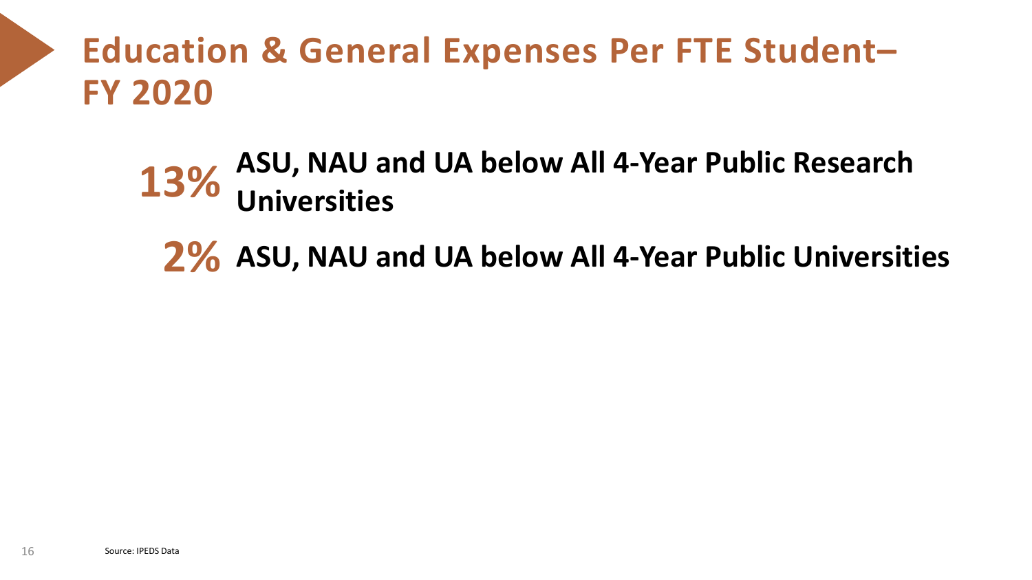# Education & General Expenses Per FTE Student– FY 2020

**13%** **ASU, NAU and UA below All 4-Year Public Research Universities**

**2%** **ASU, NAU and UA below All 4-Year Public Universities**

Source: IPEDS Data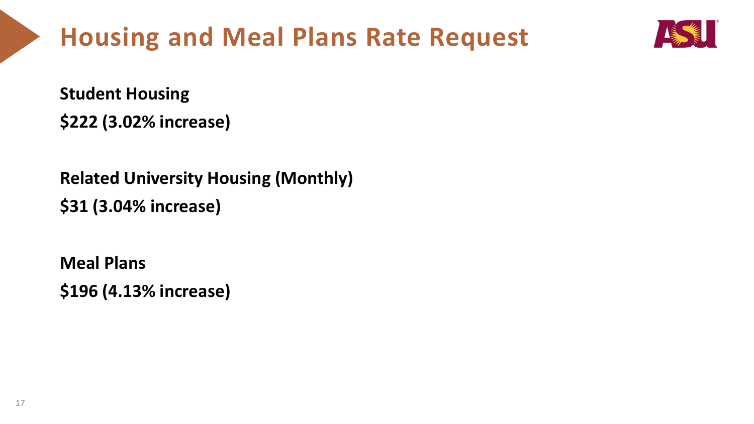# Housing and Meal Plans Rate Request

**Student Housing**

**$222 (3.02% increase)**

**Related University Housing (Monthly)**

**$31 (3.04% increase)**

**Meal Plans**

**$196 (4.13% increase)**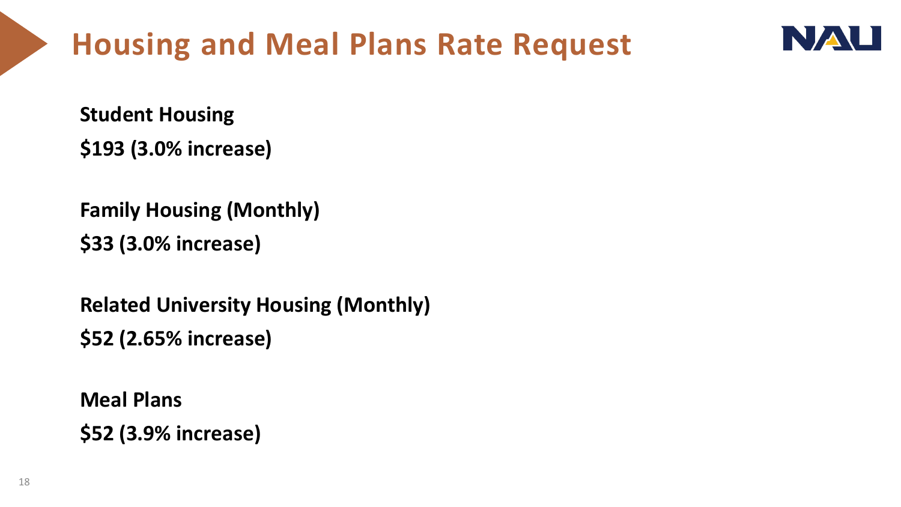# Housing and Meal Plans Rate Request

**Student Housing**

**$193 (3.0% increase)**

**Family Housing (Monthly)**

**$33 (3.0% increase)**

**Related University Housing (Monthly)**

**$52 (2.65% increase)**

**Meal Plans**

**$52 (3.9% increase)**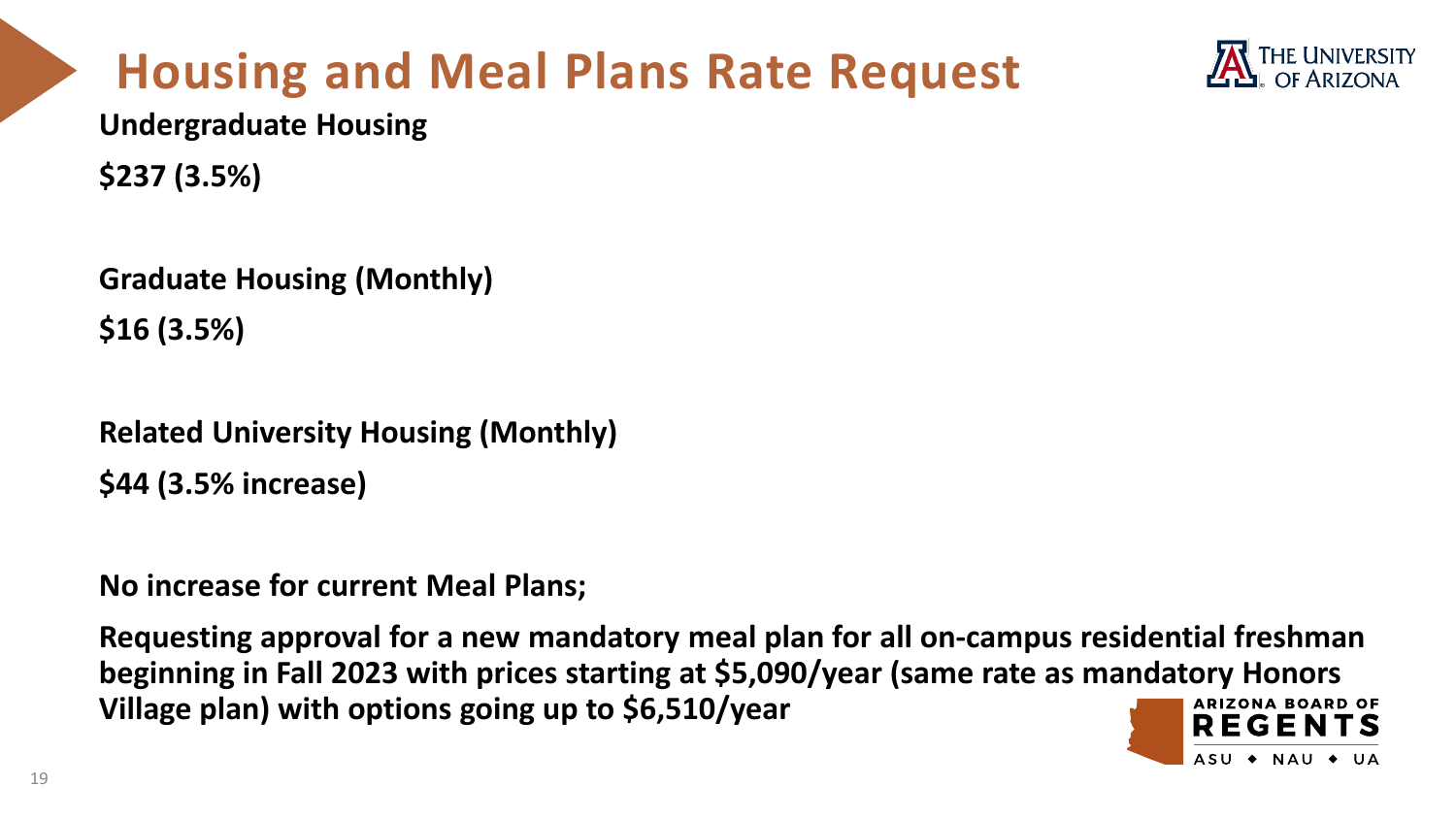# Housing and Meal Plans Rate Request

**Undergraduate Housing**

**$237 (3.5%)**

**Graduate Housing (Monthly)**

**$16 (3.5%)**

**Related University Housing (Monthly)**

**$44 (3.5% increase)**

**No increase for current Meal Plans;**

**Requesting approval for a new mandatory meal plan for all on-campus residential freshman beginning in Fall 2023 with prices starting at $5,090/year (same rate as mandatory Honors Village plan) with options going up to $6,510/year**